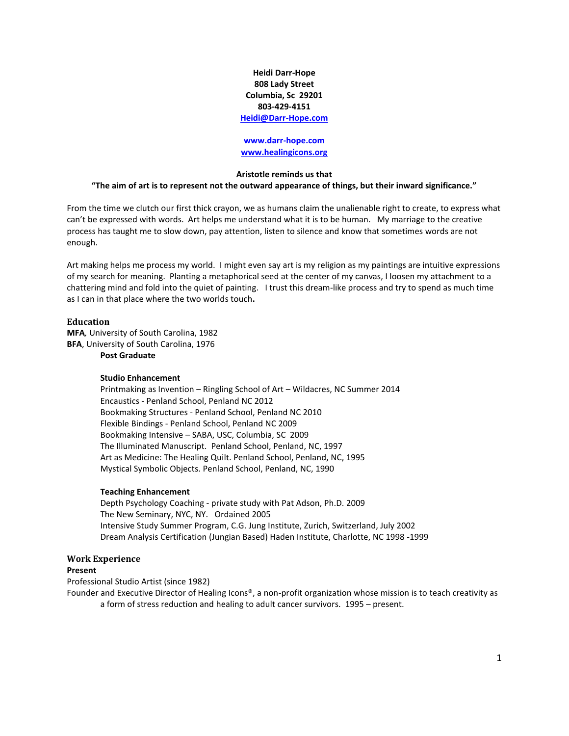**Heidi Darr-Hope**
**808 Lady Street**
**Columbia, Sc 29201**
**803-429-4151**
**[Heidi@Darr-Hope.com](mailto:Heidi@Darr-Hope.com)**

**[www.darr-hope.com](http://www.darr-hope.com)**
**[www.healingicons.org](http://www.healingicons.org)**

**Aristotle reminds us that**
**"The aim of art is to represent not the outward appearance of things, but their inward significance."**

From the time we clutch our first thick crayon, we as humans claim the unalienable right to create, to express what can't be expressed with words. Art helps me understand what it is to be human. My marriage to the creative process has taught me to slow down, pay attention, listen to silence and know that sometimes words are not enough.

Art making helps me process my world. I might even say art is my religion as my paintings are intuitive expressions of my search for meaning. Planting a metaphorical seed at the center of my canvas, I loosen my attachment to a chattering mind and fold into the quiet of painting. I trust this dream-like process and try to spend as much time as I can in that place where the two worlds touch**.**

## Education

**MFA**, University of South Carolina, 1982
**BFA**, University of South Carolina, 1976

**Post Graduate**

**Studio Enhancement**

Printmaking as Invention – Ringling School of Art – Wildacres, NC Summer 2014
Encaustics - Penland School, Penland NC 2012
Bookmaking Structures - Penland School, Penland NC 2010
Flexible Bindings - Penland School, Penland NC 2009
Bookmaking Intensive – SABA, USC, Columbia, SC 2009
The Illuminated Manuscript. Penland School, Penland, NC, 1997
Art as Medicine: The Healing Quilt. Penland School, Penland, NC, 1995
Mystical Symbolic Objects. Penland School, Penland, NC, 1990

**Teaching Enhancement**

Depth Psychology Coaching - private study with Pat Adson, Ph.D. 2009
The New Seminary, NYC, NY. Ordained 2005
Intensive Study Summer Program, C.G. Jung Institute, Zurich, Switzerland, July 2002
Dream Analysis Certification (Jungian Based) Haden Institute, Charlotte, NC 1998 -1999

## Work Experience

**Present**

Professional Studio Artist (since 1982)

Founder and Executive Director of Healing Icons®, a non-profit organization whose mission is to teach creativity as a form of stress reduction and healing to adult cancer survivors. 1995 – present.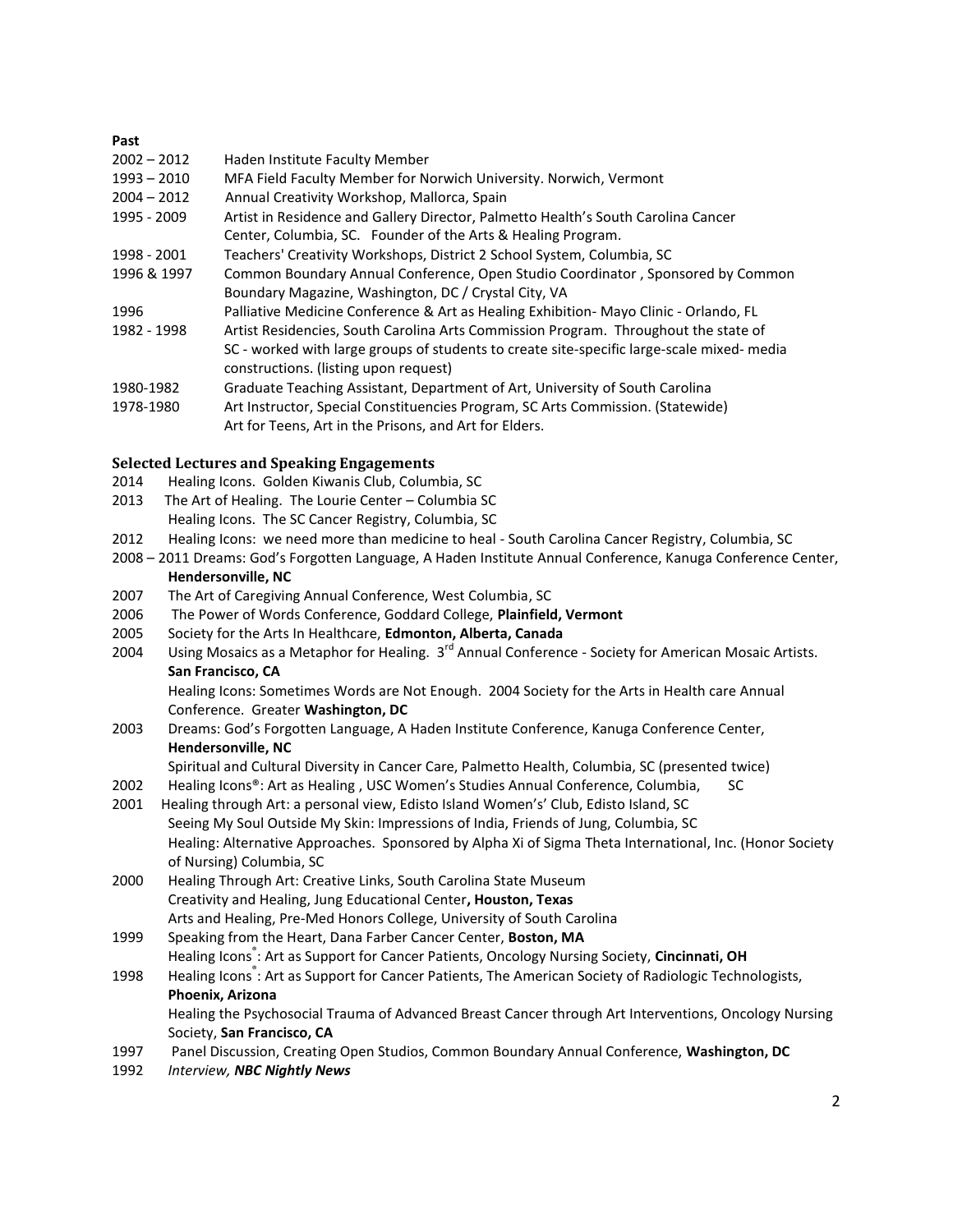**Past**

2002 – 2012 Haden Institute Faculty Member

1993 – 2010 MFA Field Faculty Member for Norwich University. Norwich, Vermont

2004 – 2012 Annual Creativity Workshop, Mallorca, Spain

1995 - 2009 Artist in Residence and Gallery Director, Palmetto Health's South Carolina Cancer Center, Columbia, SC. Founder of the Arts & Healing Program.

1998 - 2001 Teachers' Creativity Workshops, District 2 School System, Columbia, SC

1996 & 1997 Common Boundary Annual Conference, Open Studio Coordinator , Sponsored by Common Boundary Magazine, Washington, DC / Crystal City, VA

1996 Palliative Medicine Conference & Art as Healing Exhibition- Mayo Clinic - Orlando, FL

1982 - 1998 Artist Residencies, South Carolina Arts Commission Program. Throughout the state of SC - worked with large groups of students to create site-specific large-scale mixed- media constructions. (listing upon request)

1980-1982 Graduate Teaching Assistant, Department of Art, University of South Carolina

1978-1980 Art Instructor, Special Constituencies Program, SC Arts Commission. (Statewide) Art for Teens, Art in the Prisons, and Art for Elders.

## Selected Lectures and Speaking Engagements

2014 Healing Icons. Golden Kiwanis Club, Columbia, SC

2013 The Art of Healing. The Lourie Center – Columbia SC
Healing Icons. The SC Cancer Registry, Columbia, SC

2012 Healing Icons: we need more than medicine to heal - South Carolina Cancer Registry, Columbia, SC

2008 – 2011 Dreams: God's Forgotten Language, A Haden Institute Annual Conference, Kanuga Conference Center, **Hendersonville, NC**

2007 The Art of Caregiving Annual Conference, West Columbia, SC

2006 The Power of Words Conference, Goddard College, **Plainfield, Vermont**

2005 Society for the Arts In Healthcare, **Edmonton, Alberta, Canada**

2004 Using Mosaics as a Metaphor for Healing. 3rd Annual Conference - Society for American Mosaic Artists. **San Francisco, CA**
Healing Icons: Sometimes Words are Not Enough. 2004 Society for the Arts in Health care Annual Conference. Greater **Washington, DC**

2003 Dreams: God's Forgotten Language, A Haden Institute Conference, Kanuga Conference Center, **Hendersonville, NC**
Spiritual and Cultural Diversity in Cancer Care, Palmetto Health, Columbia, SC (presented twice)

2002 Healing Icons®: Art as Healing , USC Women's Studies Annual Conference, Columbia, SC

2001 Healing through Art: a personal view, Edisto Island Women's' Club, Edisto Island, SC
Seeing My Soul Outside My Skin: Impressions of India, Friends of Jung, Columbia, SC
Healing: Alternative Approaches. Sponsored by Alpha Xi of Sigma Theta International, Inc. (Honor Society of Nursing) Columbia, SC

2000 Healing Through Art: Creative Links, South Carolina State Museum
Creativity and Healing, Jung Educational Center**, Houston, Texas**
Arts and Healing, Pre-Med Honors College, University of South Carolina

1999 Speaking from the Heart, Dana Farber Cancer Center, **Boston, MA**
Healing Icons®: Art as Support for Cancer Patients, Oncology Nursing Society, **Cincinnati, OH**

1998 Healing Icons®: Art as Support for Cancer Patients, The American Society of Radiologic Technologists, **Phoenix, Arizona**
Healing the Psychosocial Trauma of Advanced Breast Cancer through Art Interventions, Oncology Nursing Society, **San Francisco, CA**

1997 Panel Discussion, Creating Open Studios, Common Boundary Annual Conference, **Washington, DC**

1992 *Interview, **NBC Nightly News***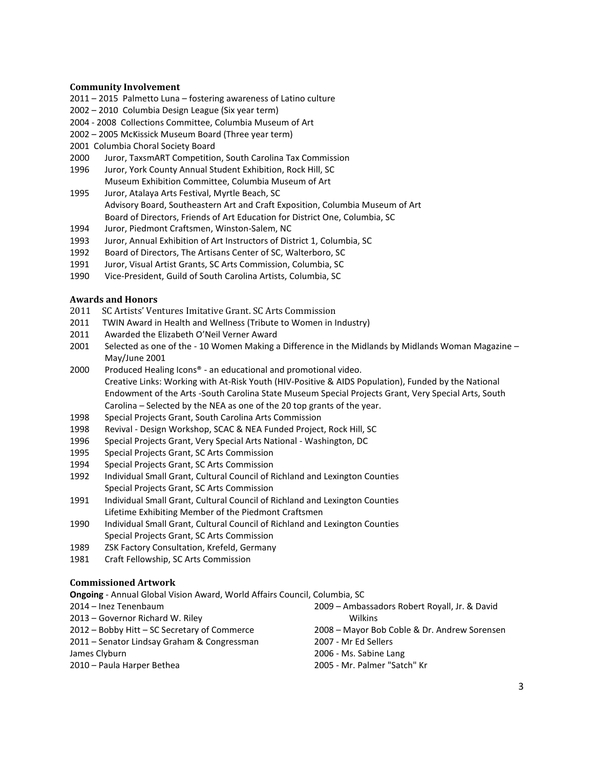### Community Involvement

2011 – 2015 Palmetto Luna – fostering awareness of Latino culture
2002 – 2010 Columbia Design League (Six year term)
2004 - 2008 Collections Committee, Columbia Museum of Art
2002 – 2005 McKissick Museum Board (Three year term)
2001 Columbia Choral Society Board
2000 Juror, TaxsmART Competition, South Carolina Tax Commission
1996 Juror, York County Annual Student Exhibition, Rock Hill, SC
Museum Exhibition Committee, Columbia Museum of Art
1995 Juror, Atalaya Arts Festival, Myrtle Beach, SC
Advisory Board, Southeastern Art and Craft Exposition, Columbia Museum of Art
Board of Directors, Friends of Art Education for District One, Columbia, SC
1994 Juror, Piedmont Craftsmen, Winston-Salem, NC
1993 Juror, Annual Exhibition of Art Instructors of District 1, Columbia, SC
1992 Board of Directors, The Artisans Center of SC, Walterboro, SC
1991 Juror, Visual Artist Grants, SC Arts Commission, Columbia, SC
1990 Vice-President, Guild of South Carolina Artists, Columbia, SC

### Awards and Honors

2011 SC Artists' Ventures Imitative Grant. SC Arts Commission
2011 TWIN Award in Health and Wellness (Tribute to Women in Industry)
2011 Awarded the Elizabeth O'Neil Verner Award
2001 Selected as one of the - 10 Women Making a Difference in the Midlands by Midlands Woman Magazine – May/June 2001
2000 Produced Healing Icons® - an educational and promotional video.
Creative Links: Working with At-Risk Youth (HIV-Positive & AIDS Population), Funded by the National Endowment of the Arts -South Carolina State Museum Special Projects Grant, Very Special Arts, South Carolina – Selected by the NEA as one of the 20 top grants of the year.
1998 Special Projects Grant, South Carolina Arts Commission
1998 Revival - Design Workshop, SCAC & NEA Funded Project, Rock Hill, SC
1996 Special Projects Grant, Very Special Arts National - Washington, DC
1995 Special Projects Grant, SC Arts Commission
1994 Special Projects Grant, SC Arts Commission
1992 Individual Small Grant, Cultural Council of Richland and Lexington Counties
Special Projects Grant, SC Arts Commission
1991 Individual Small Grant, Cultural Council of Richland and Lexington Counties
Lifetime Exhibiting Member of the Piedmont Craftsmen
1990 Individual Small Grant, Cultural Council of Richland and Lexington Counties
Special Projects Grant, SC Arts Commission
1989 ZSK Factory Consultation, Krefeld, Germany
1981 Craft Fellowship, SC Arts Commission

### Commissioned Artwork

**Ongoing** - Annual Global Vision Award, World Affairs Council, Columbia, SC

2014 – Inez Tenenbaum
2013 – Governor Richard W. Riley
2012 – Bobby Hitt – SC Secretary of Commerce
2011 – Senator Lindsay Graham & Congressman James Clyburn
2010 – Paula Harper Bethea
2009 – Ambassadors Robert Royall, Jr. & David Wilkins
2008 – Mayor Bob Coble & Dr. Andrew Sorensen
2007 - Mr Ed Sellers
2006 - Ms. Sabine Lang
2005 - Mr. Palmer "Satch" Kr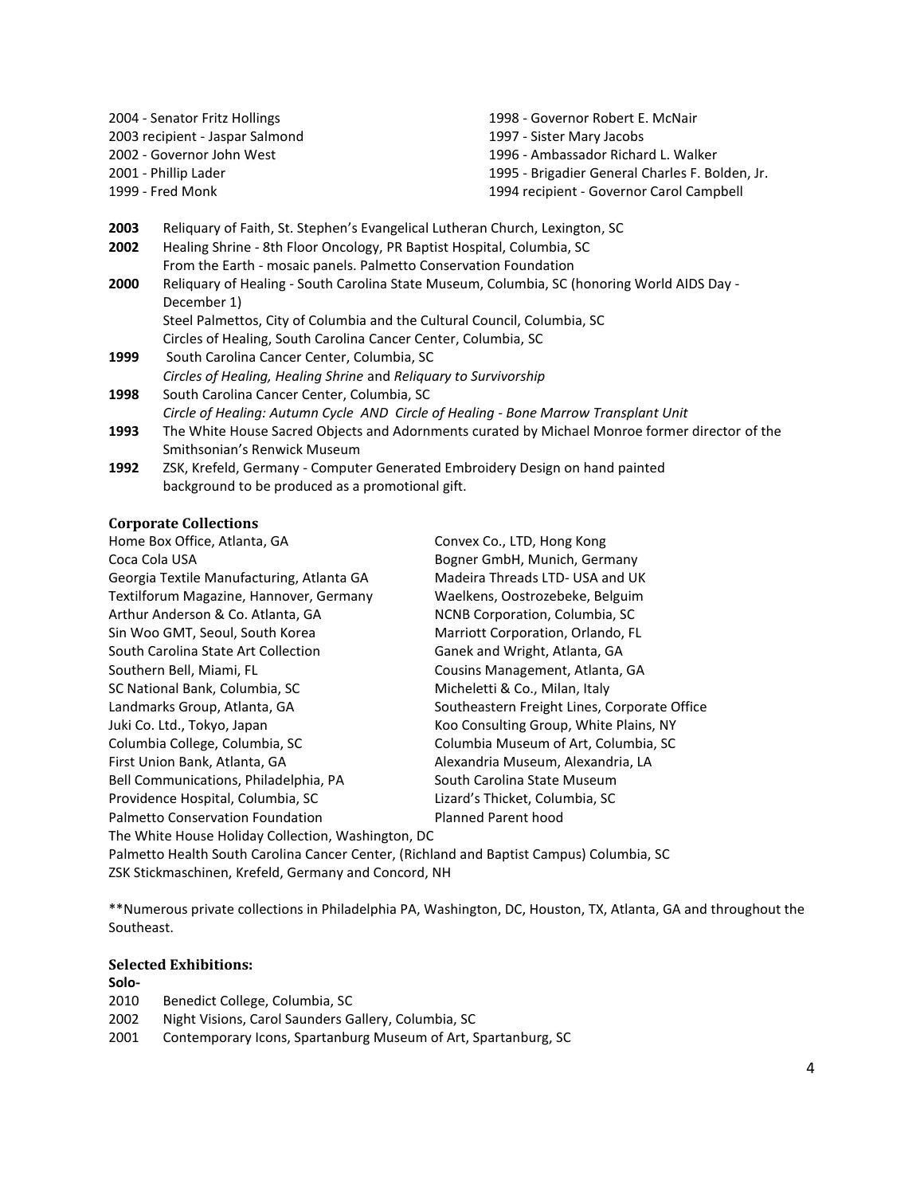2004 - Senator Fritz Hollings
2003 recipient - Jaspar Salmond
2002 - Governor John West
2001 - Phillip Lader
1999 - Fred Monk
1998 - Governor Robert E. McNair
1997 - Sister Mary Jacobs
1996 - Ambassador Richard L. Walker
1995 - Brigadier General Charles F. Bolden, Jr.
1994 recipient - Governor Carol Campbell

**2003** Reliquary of Faith, St. Stephen's Evangelical Lutheran Church, Lexington, SC

**2002** Healing Shrine - 8th Floor Oncology, PR Baptist Hospital, Columbia, SC
From the Earth - mosaic panels. Palmetto Conservation Foundation

**2000** Reliquary of Healing - South Carolina State Museum, Columbia, SC (honoring World AIDS Day - December 1)
Steel Palmettos, City of Columbia and the Cultural Council, Columbia, SC
Circles of Healing, South Carolina Cancer Center, Columbia, SC

**1999** South Carolina Cancer Center, Columbia, SC
*Circles of Healing, Healing Shrine* and *Reliquary to Survivorship*

**1998** South Carolina Cancer Center, Columbia, SC
*Circle of Healing: Autumn Cycle AND Circle of Healing - Bone Marrow Transplant Unit*

**1993** The White House Sacred Objects and Adornments curated by Michael Monroe former director of the Smithsonian's Renwick Museum

**1992** ZSK, Krefeld, Germany - Computer Generated Embroidery Design on hand painted background to be produced as a promotional gift.

### Corporate Collections

Home Box Office, Atlanta, GA
Coca Cola USA
Georgia Textile Manufacturing, Atlanta GA
Textilforum Magazine, Hannover, Germany
Arthur Anderson & Co. Atlanta, GA
Sin Woo GMT, Seoul, South Korea
South Carolina State Art Collection
Southern Bell, Miami, FL
SC National Bank, Columbia, SC
Landmarks Group, Atlanta, GA
Juki Co. Ltd., Tokyo, Japan
Columbia College, Columbia, SC
First Union Bank, Atlanta, GA
Bell Communications, Philadelphia, PA
Providence Hospital, Columbia, SC
Palmetto Conservation Foundation
Convex Co., LTD, Hong Kong
Bogner GmbH, Munich, Germany
Madeira Threads LTD- USA and UK
Waelkens, Oostrozebeke, Belguim
NCNB Corporation, Columbia, SC
Marriott Corporation, Orlando, FL
Ganek and Wright, Atlanta, GA
Cousins Management, Atlanta, GA
Micheletti & Co., Milan, Italy
Southeastern Freight Lines, Corporate Office
Koo Consulting Group, White Plains, NY
Columbia Museum of Art, Columbia, SC
Alexandria Museum, Alexandria, LA
South Carolina State Museum
Lizard's Thicket, Columbia, SC
Planned Parent hood
The White House Holiday Collection, Washington, DC
Palmetto Health South Carolina Cancer Center, (Richland and Baptist Campus) Columbia, SC
ZSK Stickmaschinen, Krefeld, Germany and Concord, NH

**Numerous private collections in Philadelphia PA, Washington, DC, Houston, TX, Atlanta, GA and throughout the Southeast.

### Selected Exhibitions:

**Solo-**

2010 Benedict College, Columbia, SC
2002 Night Visions, Carol Saunders Gallery, Columbia, SC
2001 Contemporary Icons, Spartanburg Museum of Art, Spartanburg, SC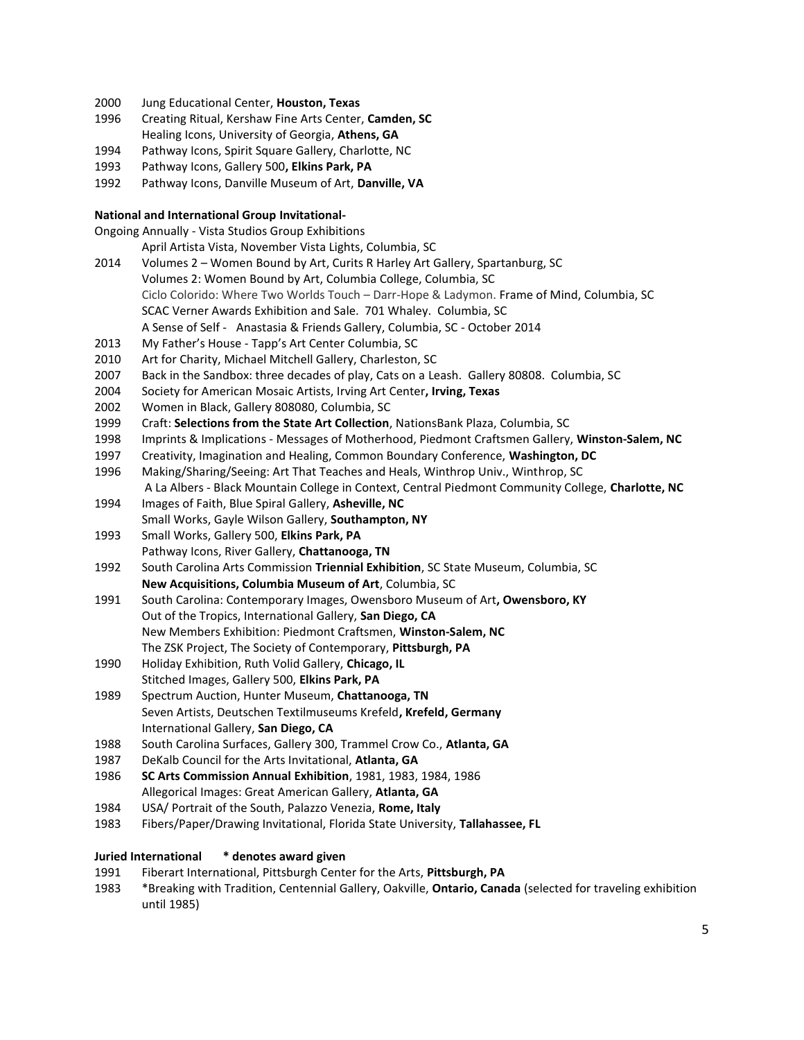2000 Jung Educational Center, **Houston, Texas**
1996 Creating Ritual, Kershaw Fine Arts Center, **Camden, SC**
Healing Icons, University of Georgia, **Athens, GA**
1994 Pathway Icons, Spirit Square Gallery, Charlotte, NC
1993 Pathway Icons, Gallery 500**, Elkins Park, PA**
1992 Pathway Icons, Danville Museum of Art, **Danville, VA**

**National and International Group Invitational-**

Ongoing Annually - Vista Studios Group Exhibitions
April Artista Vista, November Vista Lights, Columbia, SC
2014 Volumes 2 – Women Bound by Art, Curits R Harley Art Gallery, Spartanburg, SC
Volumes 2: Women Bound by Art, Columbia College, Columbia, SC
Ciclo Colorido: Where Two Worlds Touch – Darr-Hope & Ladymon. Frame of Mind, Columbia, SC
SCAC Verner Awards Exhibition and Sale. 701 Whaley. Columbia, SC
A Sense of Self - Anastasia & Friends Gallery, Columbia, SC - October 2014
2013 My Father's House - Tapp's Art Center Columbia, SC
2010 Art for Charity, Michael Mitchell Gallery, Charleston, SC
2007 Back in the Sandbox: three decades of play, Cats on a Leash. Gallery 80808. Columbia, SC
2004 Society for American Mosaic Artists, Irving Art Center**, Irving, Texas**
2002 Women in Black, Gallery 808080, Columbia, SC
1999 Craft: **Selections from the State Art Collection**, NationsBank Plaza, Columbia, SC
1998 Imprints & Implications - Messages of Motherhood, Piedmont Craftsmen Gallery, **Winston-Salem, NC**
1997 Creativity, Imagination and Healing, Common Boundary Conference, **Washington, DC**
1996 Making/Sharing/Seeing: Art That Teaches and Heals, Winthrop Univ., Winthrop, SC
A La Albers - Black Mountain College in Context, Central Piedmont Community College, **Charlotte, NC**
1994 Images of Faith, Blue Spiral Gallery, **Asheville, NC**
Small Works, Gayle Wilson Gallery, **Southampton, NY**
1993 Small Works, Gallery 500, **Elkins Park, PA**
Pathway Icons, River Gallery, **Chattanooga, TN**
1992 South Carolina Arts Commission **Triennial Exhibition**, SC State Museum, Columbia, SC
**New Acquisitions, Columbia Museum of Art**, Columbia, SC
1991 South Carolina: Contemporary Images, Owensboro Museum of Art**, Owensboro, KY**
Out of the Tropics, International Gallery, **San Diego, CA**
New Members Exhibition: Piedmont Craftsmen, **Winston-Salem, NC**
The ZSK Project, The Society of Contemporary, **Pittsburgh, PA**
1990 Holiday Exhibition, Ruth Volid Gallery, **Chicago, IL**
Stitched Images, Gallery 500, **Elkins Park, PA**
1989 Spectrum Auction, Hunter Museum, **Chattanooga, TN**
Seven Artists, Deutschen Textilmuseums Krefeld**, Krefeld, Germany**
International Gallery, **San Diego, CA**
1988 South Carolina Surfaces, Gallery 300, Trammel Crow Co., **Atlanta, GA**
1987 DeKalb Council for the Arts Invitational, **Atlanta, GA**
1986 **SC Arts Commission Annual Exhibition**, 1981, 1983, 1984, 1986
Allegorical Images: Great American Gallery, **Atlanta, GA**
1984 USA/ Portrait of the South, Palazzo Venezia, **Rome, Italy**
1983 Fibers/Paper/Drawing Invitational, Florida State University, **Tallahassee, FL**

**Juried International * denotes award given**

1991 Fiberart International, Pittsburgh Center for the Arts, **Pittsburgh, PA**
1983 *Breaking with Tradition, Centennial Gallery, Oakville, **Ontario, Canada** (selected for traveling exhibition until 1985)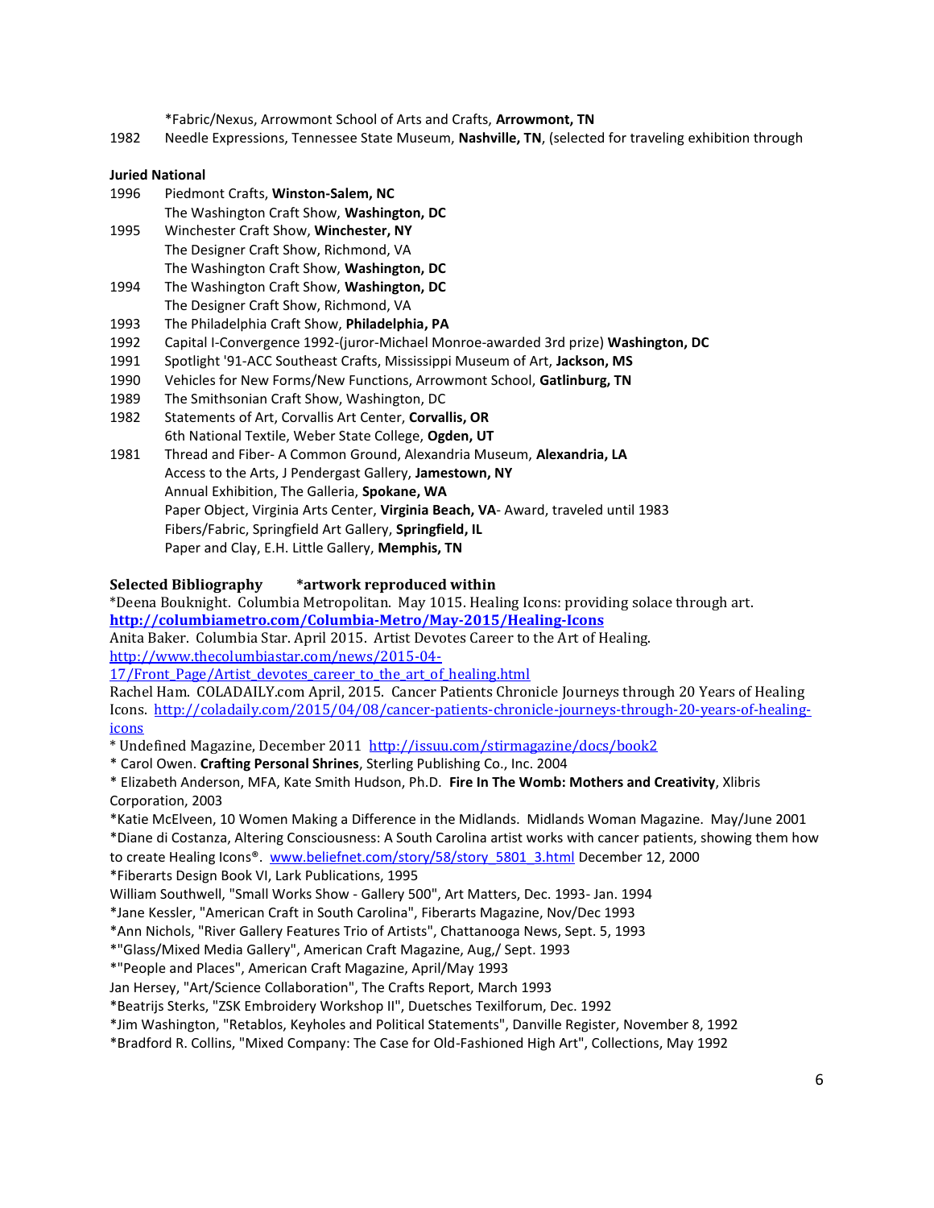*Fabric/Nexus, Arrowmont School of Arts and Crafts, **Arrowmont, TN**

1982 Needle Expressions, Tennessee State Museum, **Nashville, TN**, (selected for traveling exhibition through

**Juried National**

1996 Piedmont Crafts, **Winston-Salem, NC**
The Washington Craft Show, **Washington, DC**

1995 Winchester Craft Show, **Winchester, NY**
The Designer Craft Show, Richmond, VA
The Washington Craft Show, **Washington, DC**

1994 The Washington Craft Show, **Washington, DC**
The Designer Craft Show, Richmond, VA

1993 The Philadelphia Craft Show, **Philadelphia, PA**

1992 Capital I-Convergence 1992-(juror-Michael Monroe-awarded 3rd prize) **Washington, DC**

1991 Spotlight '91-ACC Southeast Crafts, Mississippi Museum of Art, **Jackson, MS**

1990 Vehicles for New Forms/New Functions, Arrowmont School, **Gatlinburg, TN**

1989 The Smithsonian Craft Show, Washington, DC

1982 Statements of Art, Corvallis Art Center, **Corvallis, OR**
6th National Textile, Weber State College, **Ogden, UT**

1981 Thread and Fiber- A Common Ground, Alexandria Museum, **Alexandria, LA**
Access to the Arts, J Pendergast Gallery, **Jamestown, NY**
Annual Exhibition, The Galleria, **Spokane, WA**
Paper Object, Virginia Arts Center, **Virginia Beach, VA**- Award, traveled until 1983
Fibers/Fabric, Springfield Art Gallery, **Springfield, IL**
Paper and Clay, E.H. Little Gallery, **Memphis, TN**

**Selected Bibliography** **\*artwork reproduced within**

*Deena Bouknight. Columbia Metropolitan. May 1015. Healing Icons: providing solace through art. **http://columbiametro.com/Columbia-Metro/May-2015/Healing-Icons**

Anita Baker. Columbia Star. April 2015. Artist Devotes Career to the Art of Healing. http://www.thecolumbiastar.com/news/2015-04-17/Front_Page/Artist_devotes_career_to_the_art_of_healing.html

Rachel Ham. COLADAILY.com April, 2015. Cancer Patients Chronicle Journeys through 20 Years of Healing Icons. http://coladaily.com/2015/04/08/cancer-patients-chronicle-journeys-through-20-years-of-healing-icons

* Undefined Magazine, December 2011 http://issuu.com/stirmagazine/docs/book2

* Carol Owen. **Crafting Personal Shrines**, Sterling Publishing Co., Inc. 2004

* Elizabeth Anderson, MFA, Kate Smith Hudson, Ph.D. **Fire In The Womb: Mothers and Creativity**, Xlibris Corporation, 2003

*Katie McElveen, 10 Women Making a Difference in the Midlands. Midlands Woman Magazine. May/June 2001

*Diane di Costanza, Altering Consciousness: A South Carolina artist works with cancer patients, showing them how to create Healing Icons®. www.beliefnet.com/story/58/story_5801_3.html December 12, 2000

*Fiberarts Design Book VI, Lark Publications, 1995

William Southwell, "Small Works Show - Gallery 500", Art Matters, Dec. 1993- Jan. 1994

*Jane Kessler, "American Craft in South Carolina", Fiberarts Magazine, Nov/Dec 1993

*Ann Nichols, "River Gallery Features Trio of Artists", Chattanooga News, Sept. 5, 1993

*"Glass/Mixed Media Gallery", American Craft Magazine, Aug,/ Sept. 1993

*"People and Places", American Craft Magazine, April/May 1993

Jan Hersey, "Art/Science Collaboration", The Crafts Report, March 1993

*Beatrijs Sterks, "ZSK Embroidery Workshop II", Duetsches Texilforum, Dec. 1992

*Jim Washington, "Retablos, Keyholes and Political Statements", Danville Register, November 8, 1992

*Bradford R. Collins, "Mixed Company: The Case for Old-Fashioned High Art", Collections, May 1992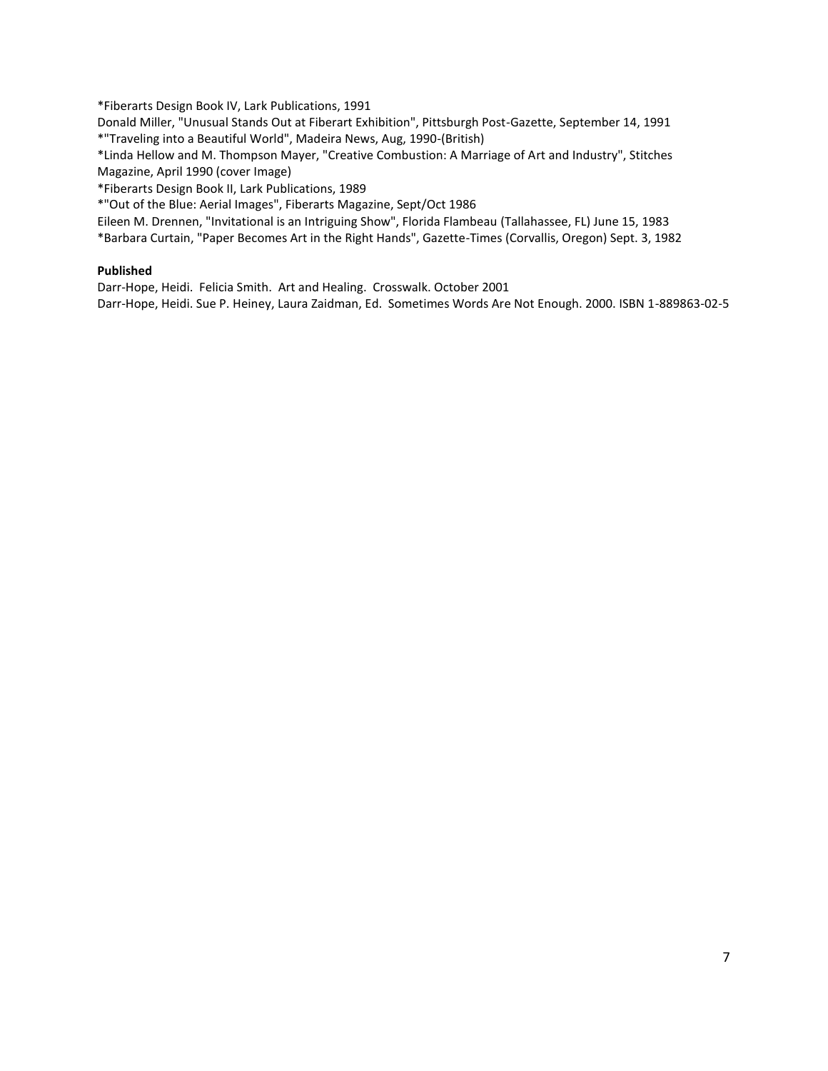*Fiberarts Design Book IV, Lark Publications, 1991

Donald Miller, "Unusual Stands Out at Fiberart Exhibition", Pittsburgh Post-Gazette, September 14, 1991

*"Traveling into a Beautiful World", Madeira News, Aug, 1990-(British)

*Linda Hellow and M. Thompson Mayer, "Creative Combustion: A Marriage of Art and Industry", Stitches Magazine, April 1990 (cover Image)

*Fiberarts Design Book II, Lark Publications, 1989

*"Out of the Blue: Aerial Images", Fiberarts Magazine, Sept/Oct 1986

Eileen M. Drennen, "Invitational is an Intriguing Show", Florida Flambeau (Tallahassee, FL) June 15, 1983

*Barbara Curtain, "Paper Becomes Art in the Right Hands", Gazette-Times (Corvallis, Oregon) Sept. 3, 1982

**Published**

Darr-Hope, Heidi. Felicia Smith. Art and Healing. Crosswalk. October 2001

Darr-Hope, Heidi. Sue P. Heiney, Laura Zaidman, Ed. Sometimes Words Are Not Enough. 2000. ISBN 1-889863-02-5